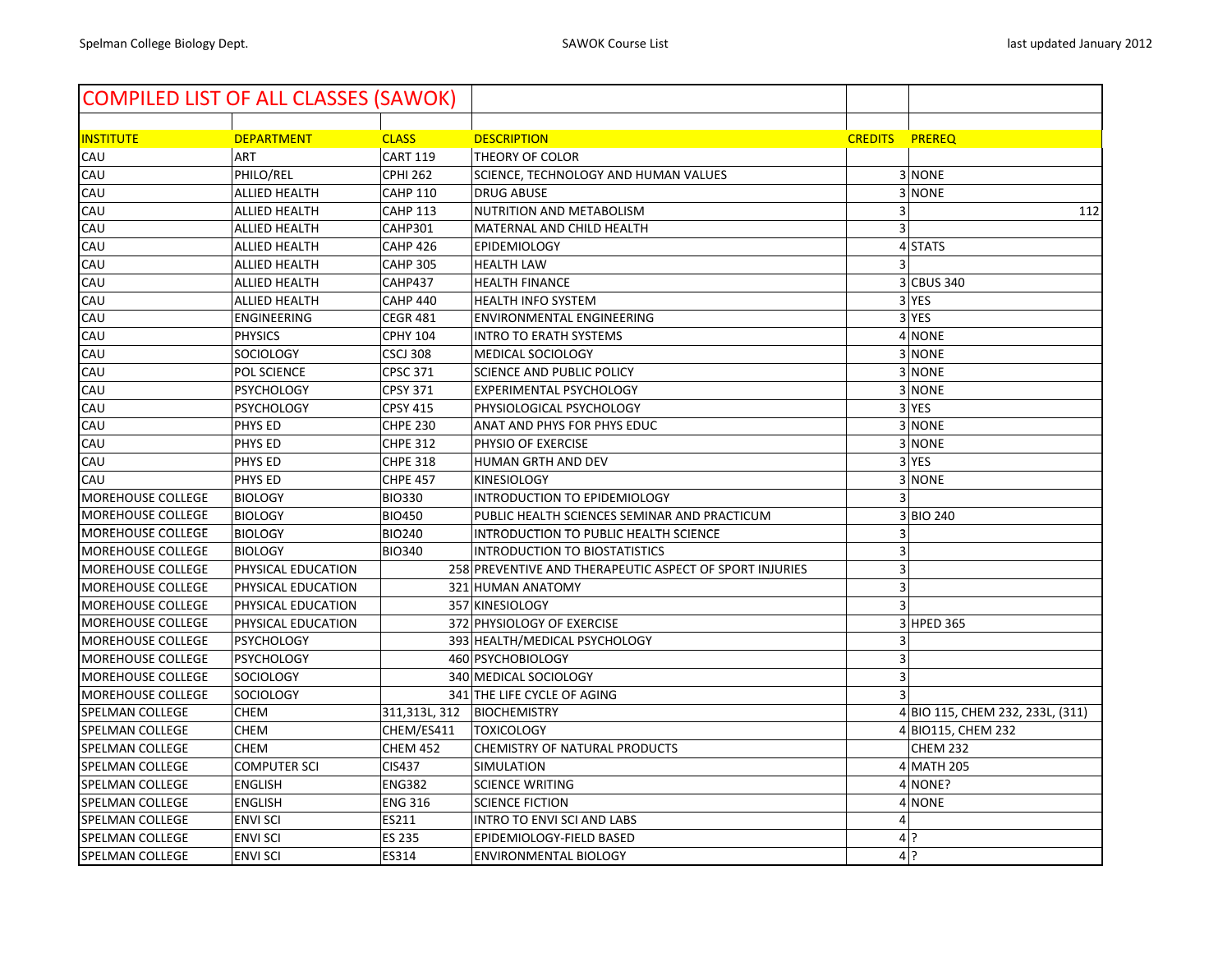| COMPILED LIST OF ALL CLASSES (SAWOK) | | | | | |
|---|---|---|---|---|---|
| | | | | | |
| INSTITUTE | DEPARTMENT | CLASS | DESCRIPTION | CREDITS | PREREQ |
| CAU | ART | CART 119 | THEORY OF COLOR | | |
| CAU | PHILO/REL | CPHI 262 | SCIENCE, TECHNOLOGY AND HUMAN VALUES | 3 | NONE |
| CAU | ALLIED HEALTH | CAHP 110 | DRUG ABUSE | 3 | NONE |
| CAU | ALLIED HEALTH | CAHP 113 | NUTRITION AND METABOLISM | 3 | 112 |
| CAU | ALLIED HEALTH | CAHP301 | MATERNAL AND CHILD HEALTH | 3 | |
| CAU | ALLIED HEALTH | CAHP 426 | EPIDEMIOLOGY | 4 | STATS |
| CAU | ALLIED HEALTH | CAHP 305 | HEALTH LAW | 3 | |
| CAU | ALLIED HEALTH | CAHP437 | HEALTH FINANCE | 3 | CBUS 340 |
| CAU | ALLIED HEALTH | CAHP 440 | HEALTH INFO SYSTEM | 3 | YES |
| CAU | ENGINEERING | CEGR 481 | ENVIRONMENTAL ENGINEERING | 3 | YES |
| CAU | PHYSICS | CPHY 104 | INTRO TO ERATH SYSTEMS | 4 | NONE |
| CAU | SOCIOLOGY | CSCJ 308 | MEDICAL SOCIOLOGY | 3 | NONE |
| CAU | POL SCIENCE | CPSC 371 | SCIENCE AND PUBLIC POLICY | 3 | NONE |
| CAU | PSYCHOLOGY | CPSY 371 | EXPERIMENTAL PSYCHOLOGY | 3 | NONE |
| CAU | PSYCHOLOGY | CPSY 415 | PHYSIOLOGICAL PSYCHOLOGY | 3 | YES |
| CAU | PHYS ED | CHPE 230 | ANAT AND PHYS FOR PHYS EDUC | 3 | NONE |
| CAU | PHYS ED | CHPE 312 | PHYSIO OF EXERCISE | 3 | NONE |
| CAU | PHYS ED | CHPE 318 | HUMAN GRTH AND DEV | 3 | YES |
| CAU | PHYS ED | CHPE 457 | KINESIOLOGY | 3 | NONE |
| MOREHOUSE COLLEGE | BIOLOGY | BIO330 | INTRODUCTION TO EPIDEMIOLOGY | 3 | |
| MOREHOUSE COLLEGE | BIOLOGY | BIO450 | PUBLIC HEALTH SCIENCES SEMINAR AND PRACTICUM | 3 | BIO 240 |
| MOREHOUSE COLLEGE | BIOLOGY | BIO240 | INTRODUCTION TO PUBLIC HEALTH SCIENCE | 3 | |
| MOREHOUSE COLLEGE | BIOLOGY | BIO340 | INTRODUCTION TO BIOSTATISTICS | 3 | |
| MOREHOUSE COLLEGE | PHYSICAL EDUCATION | 258 | PREVENTIVE AND THERAPEUTIC ASPECT OF SPORT INJURIES | 3 | |
| MOREHOUSE COLLEGE | PHYSICAL EDUCATION | 321 | HUMAN ANATOMY | 3 | |
| MOREHOUSE COLLEGE | PHYSICAL EDUCATION | 357 | KINESIOLOGY | 3 | |
| MOREHOUSE COLLEGE | PHYSICAL EDUCATION | 372 | PHYSIOLOGY OF EXERCISE | 3 | HPED 365 |
| MOREHOUSE COLLEGE | PSYCHOLOGY | 393 | HEALTH/MEDICAL PSYCHOLOGY | 3 | |
| MOREHOUSE COLLEGE | PSYCHOLOGY | 460 | PSYCHOBIOLOGY | 3 | |
| MOREHOUSE COLLEGE | SOCIOLOGY | 340 | MEDICAL SOCIOLOGY | 3 | |
| MOREHOUSE COLLEGE | SOCIOLOGY | 341 | THE LIFE CYCLE OF AGING | 3 | |
| SPELMAN COLLEGE | CHEM | 311,313L, 312 | BIOCHEMISTRY | 4 | BIO 115, CHEM 232, 233L, (311) |
| SPELMAN COLLEGE | CHEM | CHEM/ES411 | TOXICOLOGY | 4 | BIO115, CHEM 232 |
| SPELMAN COLLEGE | CHEM | CHEM 452 | CHEMISTRY OF NATURAL PRODUCTS | | CHEM 232 |
| SPELMAN COLLEGE | COMPUTER SCI | CIS437 | SIMULATION | 4 | MATH 205 |
| SPELMAN COLLEGE | ENGLISH | ENG382 | SCIENCE WRITING | 4 | NONE? |
| SPELMAN COLLEGE | ENGLISH | ENG 316 | SCIENCE FICTION | 4 | NONE |
| SPELMAN COLLEGE | ENVI SCI | ES211 | INTRO TO ENVI SCI AND LABS | 4 | |
| SPELMAN COLLEGE | ENVI SCI | ES 235 | EPIDEMIOLOGY-FIELD BASED | 4 | ? |
| SPELMAN COLLEGE | ENVI SCI | ES314 | ENVIRONMENTAL BIOLOGY | 4 | ? |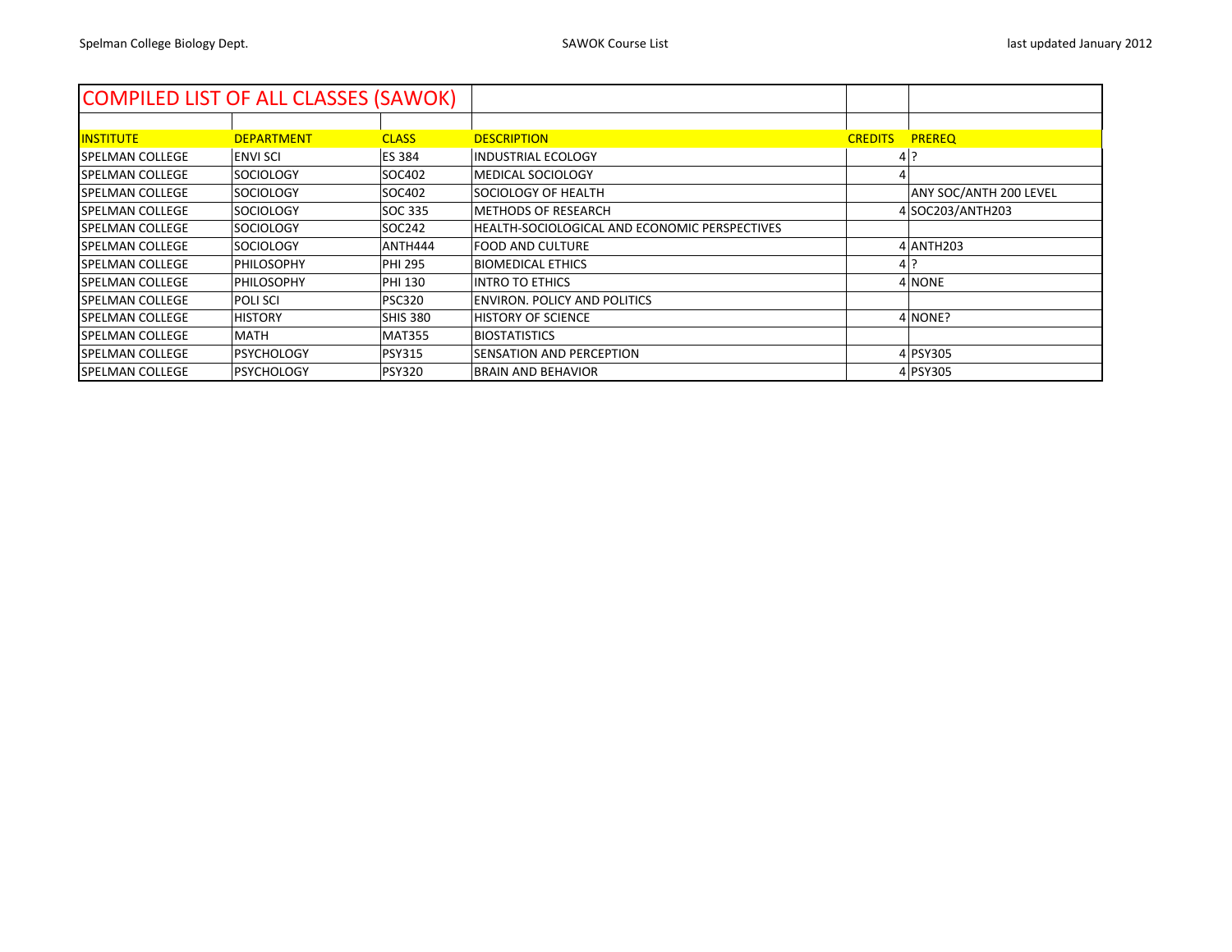# COMPILED LIST OF ALL CLASSES (SAWOK)

| INSTITUTE | DEPARTMENT | CLASS | DESCRIPTION | CREDITS | PREREQ |
|---|---|---|---|---|---|
| SPELMAN COLLEGE | ENVI SCI | ES 384 | INDUSTRIAL ECOLOGY | 4 | ? |
| SPELMAN COLLEGE | SOCIOLOGY | SOC402 | MEDICAL SOCIOLOGY | 4 | |
| SPELMAN COLLEGE | SOCIOLOGY | SOC402 | SOCIOLOGY OF HEALTH | | ANY SOC/ANTH 200 LEVEL |
| SPELMAN COLLEGE | SOCIOLOGY | SOC 335 | METHODS OF RESEARCH | 4 | SOC203/ANTH203 |
| SPELMAN COLLEGE | SOCIOLOGY | SOC242 | HEALTH-SOCIOLOGICAL AND ECONOMIC PERSPECTIVES | | |
| SPELMAN COLLEGE | SOCIOLOGY | ANTH444 | FOOD AND CULTURE | 4 | ANTH203 |
| SPELMAN COLLEGE | PHILOSOPHY | PHI 295 | BIOMEDICAL ETHICS | 4 | ? |
| SPELMAN COLLEGE | PHILOSOPHY | PHI 130 | INTRO TO ETHICS | 4 | NONE |
| SPELMAN COLLEGE | POLI SCI | PSC320 | ENVIRON. POLICY AND POLITICS | | |
| SPELMAN COLLEGE | HISTORY | SHIS 380 | HISTORY OF SCIENCE | 4 | NONE? |
| SPELMAN COLLEGE | MATH | MAT355 | BIOSTATISTICS | | |
| SPELMAN COLLEGE | PSYCHOLOGY | PSY315 | SENSATION AND PERCEPTION | 4 | PSY305 |
| SPELMAN COLLEGE | PSYCHOLOGY | PSY320 | BRAIN AND BEHAVIOR | 4 | PSY305 |